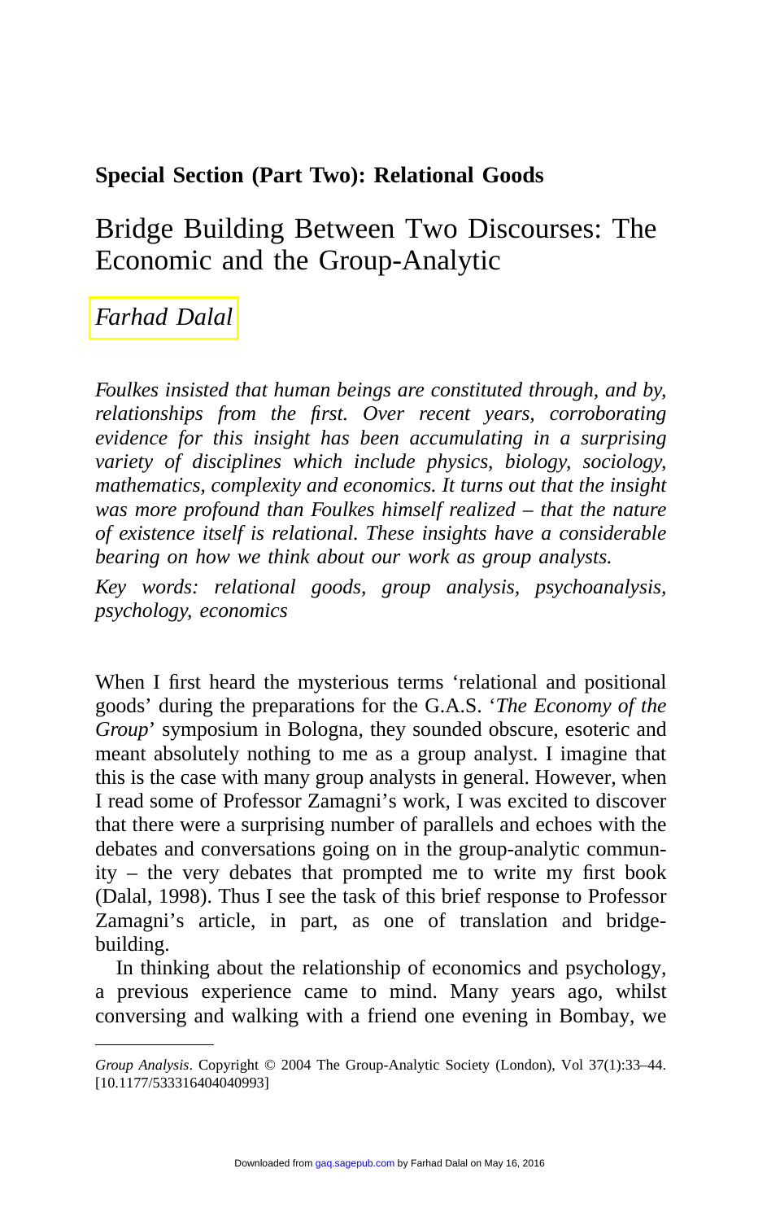**Special Section (Part Two): Relational Goods**

# Bridge Building Between Two Discourses: The Economic and the Group-Analytic

*Farhad Dalal*

*Foulkes insisted that human beings are constituted through, and by, relationships from the first. Over recent years, corroborating evidence for this insight has been accumulating in a surprising variety of disciplines which include physics, biology, sociology, mathematics, complexity and economics. It turns out that the insight was more profound than Foulkes himself realized – that the nature of existence itself is relational. These insights have a considerable bearing on how we think about our work as group analysts.*

*Key words: relational goods, group analysis, psychoanalysis, psychology, economics*

When I first heard the mysterious terms 'relational and positional goods' during the preparations for the G.A.S. '*The Economy of the Group*' symposium in Bologna, they sounded obscure, esoteric and meant absolutely nothing to me as a group analyst. I imagine that this is the case with many group analysts in general. However, when I read some of Professor Zamagni's work, I was excited to discover that there were a surprising number of parallels and echoes with the debates and conversations going on in the group-analytic community – the very debates that prompted me to write my first book (Dalal, 1998). Thus I see the task of this brief response to Professor Zamagni's article, in part, as one of translation and bridge-building.

In thinking about the relationship of economics and psychology, a previous experience came to mind. Many years ago, whilst conversing and walking with a friend one evening in Bombay, we

*Group Analysis*. Copyright © 2004 The Group-Analytic Society (London), Vol 37(1):33–44. [10.1177/533316404040993]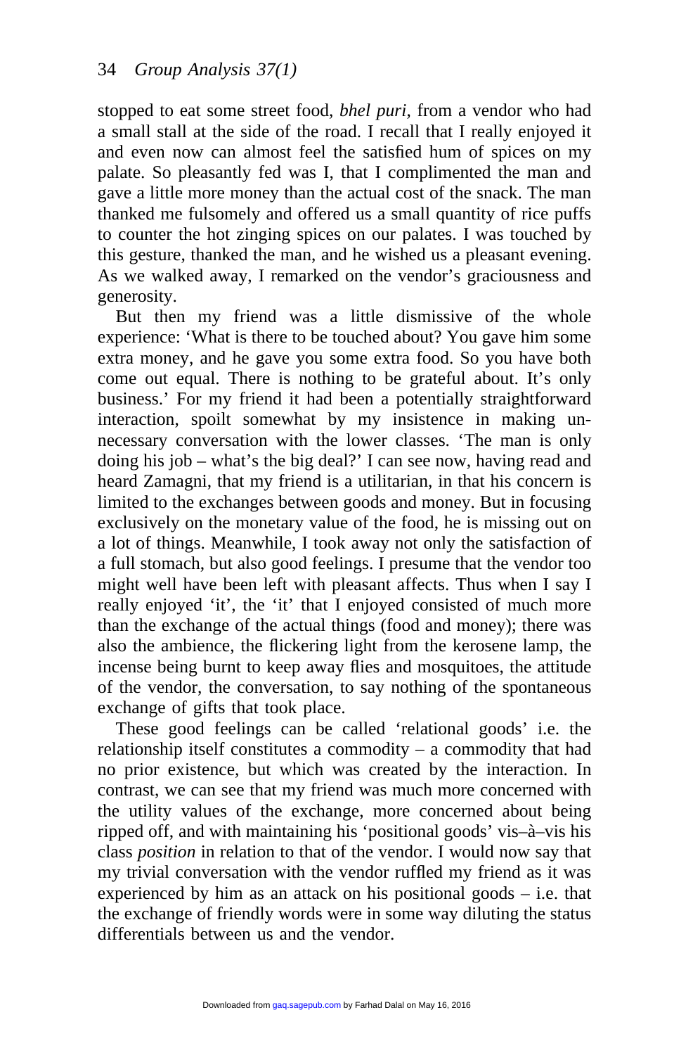stopped to eat some street food, *bhel puri*, from a vendor who had a small stall at the side of the road. I recall that I really enjoyed it and even now can almost feel the satisfied hum of spices on my palate. So pleasantly fed was I, that I complimented the man and gave a little more money than the actual cost of the snack. The man thanked me fulsomely and offered us a small quantity of rice puffs to counter the hot zinging spices on our palates. I was touched by this gesture, thanked the man, and he wished us a pleasant evening. As we walked away, I remarked on the vendor's graciousness and generosity.

But then my friend was a little dismissive of the whole experience: 'What is there to be touched about? You gave him some extra money, and he gave you some extra food. So you have both come out equal. There is nothing to be grateful about. It's only business.' For my friend it had been a potentially straightforward interaction, spoilt somewhat by my insistence in making unnecessary conversation with the lower classes. 'The man is only doing his job – what's the big deal?' I can see now, having read and heard Zamagni, that my friend is a utilitarian, in that his concern is limited to the exchanges between goods and money. But in focusing exclusively on the monetary value of the food, he is missing out on a lot of things. Meanwhile, I took away not only the satisfaction of a full stomach, but also good feelings. I presume that the vendor too might well have been left with pleasant affects. Thus when I say I really enjoyed 'it', the 'it' that I enjoyed consisted of much more than the exchange of the actual things (food and money); there was also the ambience, the flickering light from the kerosene lamp, the incense being burnt to keep away flies and mosquitoes, the attitude of the vendor, the conversation, to say nothing of the spontaneous exchange of gifts that took place.

These good feelings can be called 'relational goods' i.e. the relationship itself constitutes a commodity – a commodity that had no prior existence, but which was created by the interaction. In contrast, we can see that my friend was much more concerned with the utility values of the exchange, more concerned about being ripped off, and with maintaining his 'positional goods' vis–à–vis his class *position* in relation to that of the vendor. I would now say that my trivial conversation with the vendor ruffled my friend as it was experienced by him as an attack on his positional goods – i.e. that the exchange of friendly words were in some way diluting the status differentials between us and the vendor.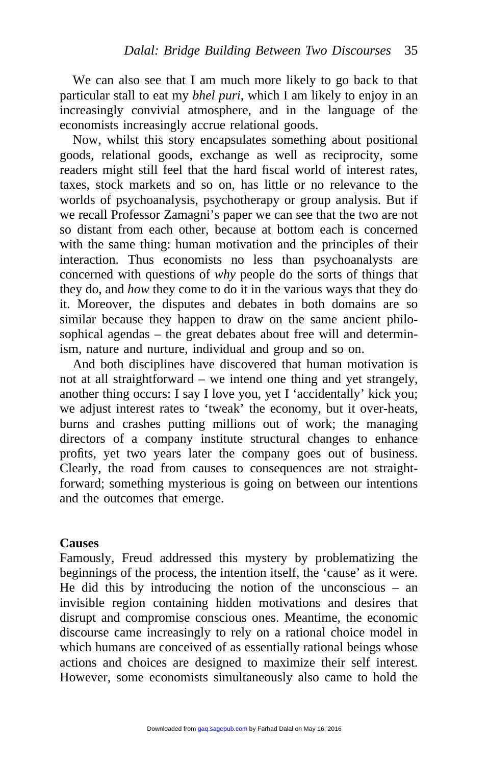We can also see that I am much more likely to go back to that particular stall to eat my *bhel puri*, which I am likely to enjoy in an increasingly convivial atmosphere, and in the language of the economists increasingly accrue relational goods.

Now, whilst this story encapsulates something about positional goods, relational goods, exchange as well as reciprocity, some readers might still feel that the hard fiscal world of interest rates, taxes, stock markets and so on, has little or no relevance to the worlds of psychoanalysis, psychotherapy or group analysis. But if we recall Professor Zamagni's paper we can see that the two are not so distant from each other, because at bottom each is concerned with the same thing: human motivation and the principles of their interaction. Thus economists no less than psychoanalysts are concerned with questions of *why* people do the sorts of things that they do, and *how* they come to do it in the various ways that they do it. Moreover, the disputes and debates in both domains are so similar because they happen to draw on the same ancient philosophical agendas – the great debates about free will and determinism, nature and nurture, individual and group and so on.

And both disciplines have discovered that human motivation is not at all straightforward – we intend one thing and yet strangely, another thing occurs: I say I love you, yet I 'accidentally' kick you; we adjust interest rates to 'tweak' the economy, but it over-heats, burns and crashes putting millions out of work; the managing directors of a company institute structural changes to enhance profits, yet two years later the company goes out of business. Clearly, the road from causes to consequences are not straightforward; something mysterious is going on between our intentions and the outcomes that emerge.

## Causes

Famously, Freud addressed this mystery by problematizing the beginnings of the process, the intention itself, the 'cause' as it were. He did this by introducing the notion of the unconscious – an invisible region containing hidden motivations and desires that disrupt and compromise conscious ones. Meantime, the economic discourse came increasingly to rely on a rational choice model in which humans are conceived of as essentially rational beings whose actions and choices are designed to maximize their self interest. However, some economists simultaneously also came to hold the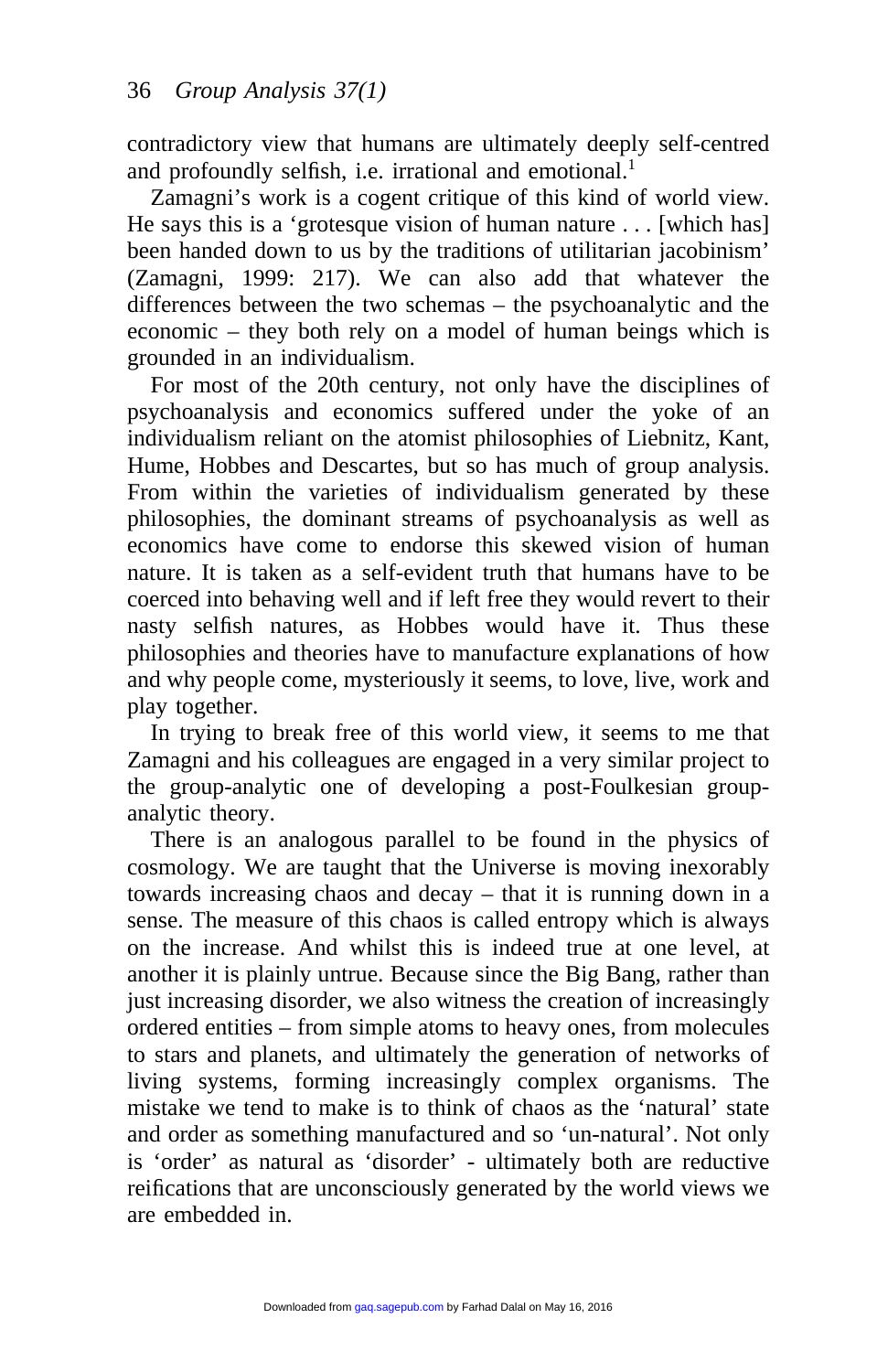contradictory view that humans are ultimately deeply self-centred and profoundly selfish, i.e. irrational and emotional.[1]

Zamagni's work is a cogent critique of this kind of world view. He says this is a 'grotesque vision of human nature . . . [which has] been handed down to us by the traditions of utilitarian jacobinism' (Zamagni, 1999: 217). We can also add that whatever the differences between the two schemas – the psychoanalytic and the economic – they both rely on a model of human beings which is grounded in an individualism.

For most of the 20th century, not only have the disciplines of psychoanalysis and economics suffered under the yoke of an individualism reliant on the atomist philosophies of Liebnitz, Kant, Hume, Hobbes and Descartes, but so has much of group analysis. From within the varieties of individualism generated by these philosophies, the dominant streams of psychoanalysis as well as economics have come to endorse this skewed vision of human nature. It is taken as a self-evident truth that humans have to be coerced into behaving well and if left free they would revert to their nasty selfish natures, as Hobbes would have it. Thus these philosophies and theories have to manufacture explanations of how and why people come, mysteriously it seems, to love, live, work and play together.

In trying to break free of this world view, it seems to me that Zamagni and his colleagues are engaged in a very similar project to the group-analytic one of developing a post-Foulkesian group-analytic theory.

There is an analogous parallel to be found in the physics of cosmology. We are taught that the Universe is moving inexorably towards increasing chaos and decay – that it is running down in a sense. The measure of this chaos is called entropy which is always on the increase. And whilst this is indeed true at one level, at another it is plainly untrue. Because since the Big Bang, rather than just increasing disorder, we also witness the creation of increasingly ordered entities – from simple atoms to heavy ones, from molecules to stars and planets, and ultimately the generation of networks of living systems, forming increasingly complex organisms. The mistake we tend to make is to think of chaos as the 'natural' state and order as something manufactured and so 'un-natural'. Not only is 'order' as natural as 'disorder' - ultimately both are reductive reifications that are unconsciously generated by the world views we are embedded in.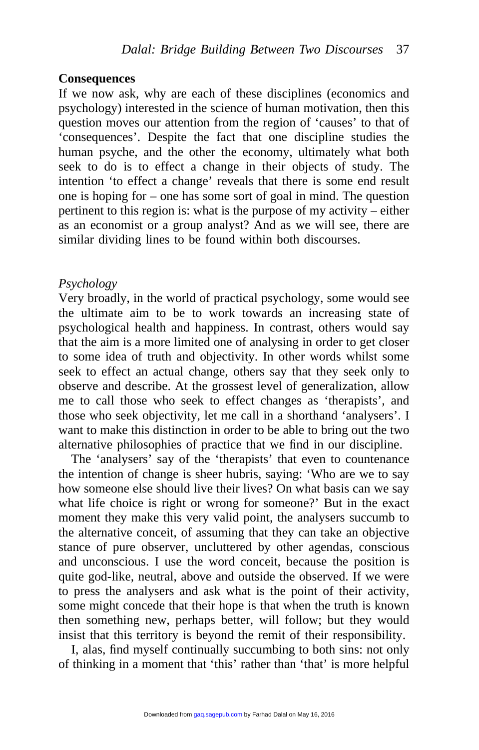## Consequences

If we now ask, why are each of these disciplines (economics and psychology) interested in the science of human motivation, then this question moves our attention from the region of 'causes' to that of 'consequences'. Despite the fact that one discipline studies the human psyche, and the other the economy, ultimately what both seek to do is to effect a change in their objects of study. The intention 'to effect a change' reveals that there is some end result one is hoping for – one has some sort of goal in mind. The question pertinent to this region is: what is the purpose of my activity – either as an economist or a group analyst? And as we will see, there are similar dividing lines to be found within both discourses.

### *Psychology*

Very broadly, in the world of practical psychology, some would see the ultimate aim to be to work towards an increasing state of psychological health and happiness. In contrast, others would say that the aim is a more limited one of analysing in order to get closer to some idea of truth and objectivity. In other words whilst some seek to effect an actual change, others say that they seek only to observe and describe. At the grossest level of generalization, allow me to call those who seek to effect changes as 'therapists', and those who seek objectivity, let me call in a shorthand 'analysers'. I want to make this distinction in order to be able to bring out the two alternative philosophies of practice that we find in our discipline.

The 'analysers' say of the 'therapists' that even to countenance the intention of change is sheer hubris, saying: 'Who are we to say how someone else should live their lives? On what basis can we say what life choice is right or wrong for someone?' But in the exact moment they make this very valid point, the analysers succumb to the alternative conceit, of assuming that they can take an objective stance of pure observer, uncluttered by other agendas, conscious and unconscious. I use the word conceit, because the position is quite god-like, neutral, above and outside the observed. If we were to press the analysers and ask what is the point of their activity, some might concede that their hope is that when the truth is known then something new, perhaps better, will follow; but they would insist that this territory is beyond the remit of their responsibility.

I, alas, find myself continually succumbing to both sins: not only of thinking in a moment that 'this' rather than 'that' is more helpful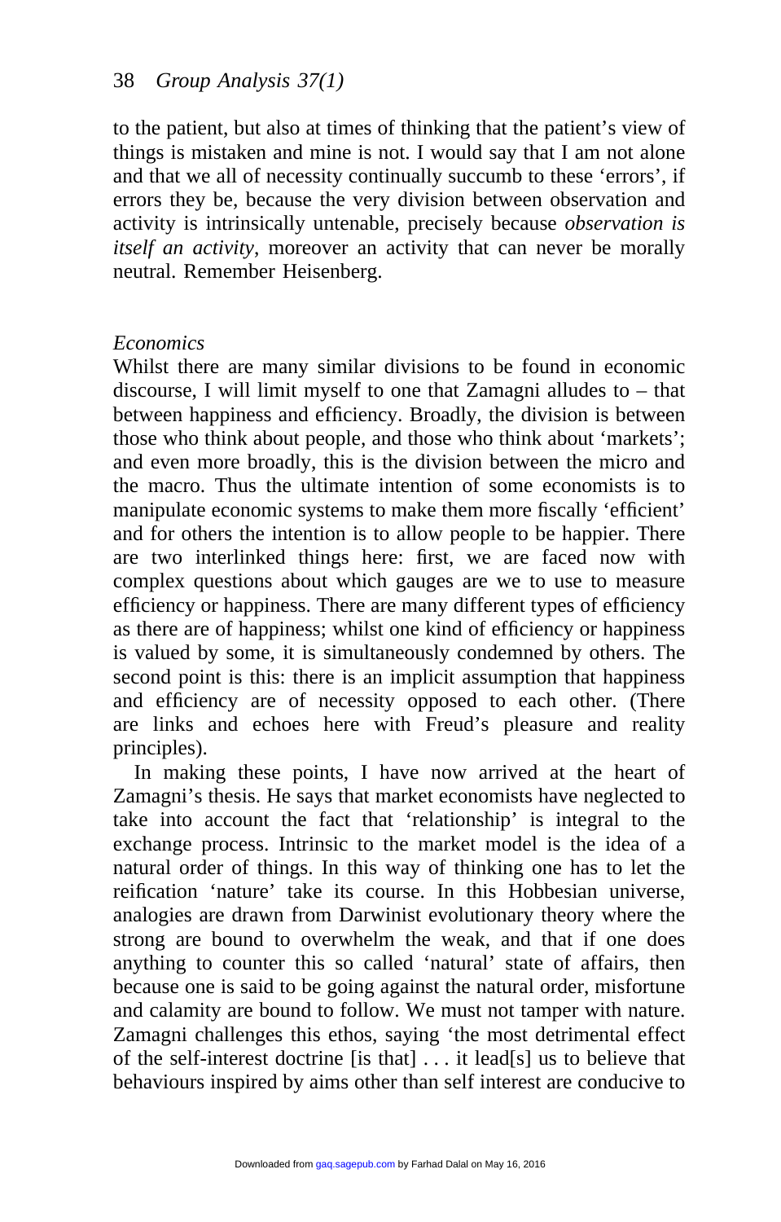to the patient, but also at times of thinking that the patient's view of things is mistaken and mine is not. I would say that I am not alone and that we all of necessity continually succumb to these 'errors', if errors they be, because the very division between observation and activity is intrinsically untenable, precisely because *observation is itself an activity*, moreover an activity that can never be morally neutral. Remember Heisenberg.

### *Economics*

Whilst there are many similar divisions to be found in economic discourse, I will limit myself to one that Zamagni alludes to – that between happiness and efficiency. Broadly, the division is between those who think about people, and those who think about 'markets'; and even more broadly, this is the division between the micro and the macro. Thus the ultimate intention of some economists is to manipulate economic systems to make them more fiscally 'efficient' and for others the intention is to allow people to be happier. There are two interlinked things here: first, we are faced now with complex questions about which gauges are we to use to measure efficiency or happiness. There are many different types of efficiency as there are of happiness; whilst one kind of efficiency or happiness is valued by some, it is simultaneously condemned by others. The second point is this: there is an implicit assumption that happiness and efficiency are of necessity opposed to each other. (There are links and echoes here with Freud's pleasure and reality principles).

In making these points, I have now arrived at the heart of Zamagni's thesis. He says that market economists have neglected to take into account the fact that 'relationship' is integral to the exchange process. Intrinsic to the market model is the idea of a natural order of things. In this way of thinking one has to let the reification 'nature' take its course. In this Hobbesian universe, analogies are drawn from Darwinist evolutionary theory where the strong are bound to overwhelm the weak, and that if one does anything to counter this so called 'natural' state of affairs, then because one is said to be going against the natural order, misfortune and calamity are bound to follow. We must not tamper with nature. Zamagni challenges this ethos, saying 'the most detrimental effect of the self-interest doctrine [is that] . . . it lead[s] us to believe that behaviours inspired by aims other than self interest are conducive to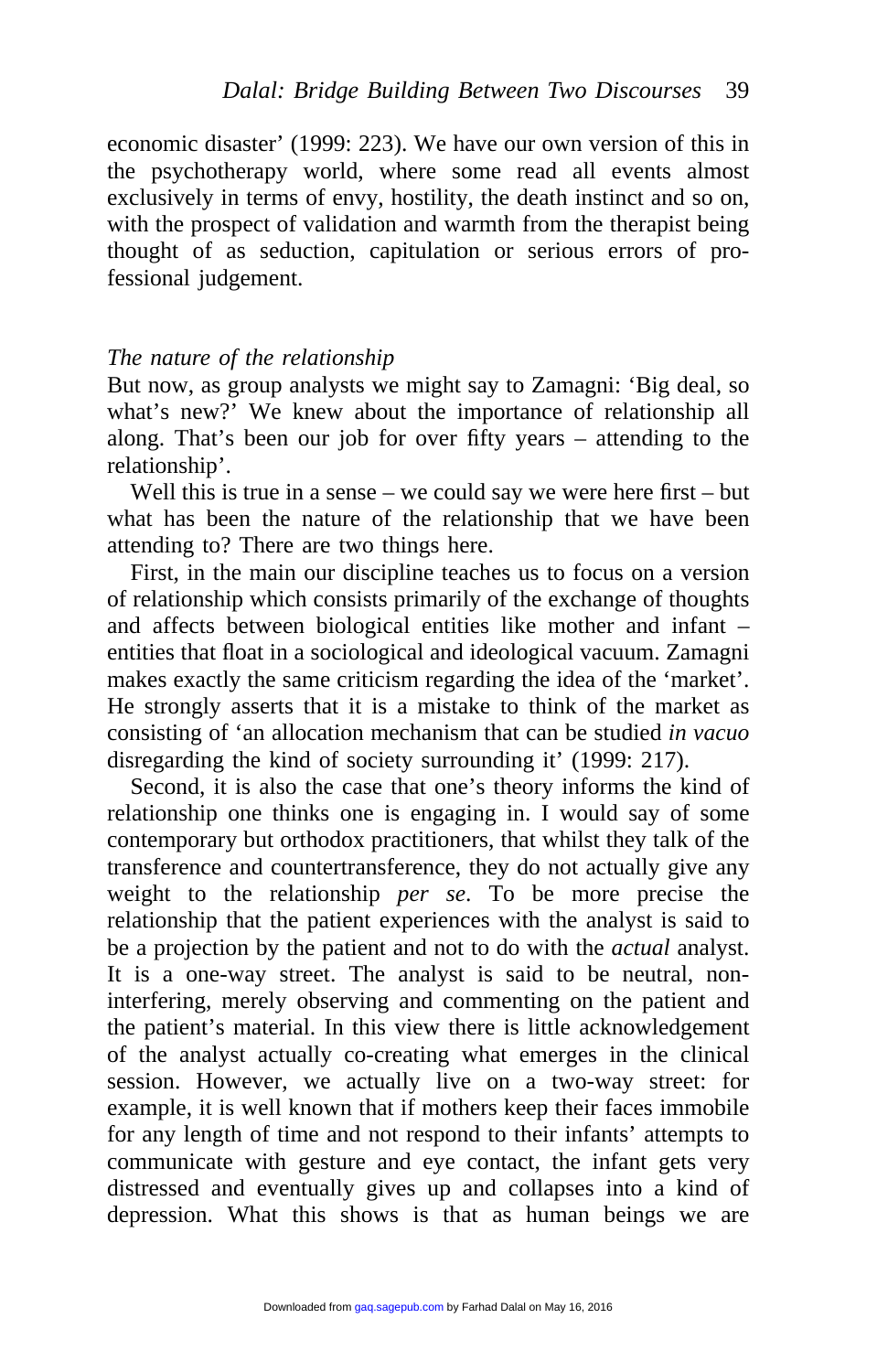economic disaster' (1999: 223). We have our own version of this in the psychotherapy world, where some read all events almost exclusively in terms of envy, hostility, the death instinct and so on, with the prospect of validation and warmth from the therapist being thought of as seduction, capitulation or serious errors of professional judgement.

### *The nature of the relationship*

But now, as group analysts we might say to Zamagni: 'Big deal, so what's new?' We knew about the importance of relationship all along. That's been our job for over fifty years – attending to the relationship'.

Well this is true in a sense – we could say we were here first – but what has been the nature of the relationship that we have been attending to? There are two things here.

First, in the main our discipline teaches us to focus on a version of relationship which consists primarily of the exchange of thoughts and affects between biological entities like mother and infant – entities that float in a sociological and ideological vacuum. Zamagni makes exactly the same criticism regarding the idea of the 'market'. He strongly asserts that it is a mistake to think of the market as consisting of 'an allocation mechanism that can be studied *in vacuo* disregarding the kind of society surrounding it' (1999: 217).

Second, it is also the case that one's theory informs the kind of relationship one thinks one is engaging in. I would say of some contemporary but orthodox practitioners, that whilst they talk of the transference and countertransference, they do not actually give any weight to the relationship *per se*. To be more precise the relationship that the patient experiences with the analyst is said to be a projection by the patient and not to do with the *actual* analyst. It is a one-way street. The analyst is said to be neutral, non-interfering, merely observing and commenting on the patient and the patient's material. In this view there is little acknowledgement of the analyst actually co-creating what emerges in the clinical session. However, we actually live on a two-way street: for example, it is well known that if mothers keep their faces immobile for any length of time and not respond to their infants' attempts to communicate with gesture and eye contact, the infant gets very distressed and eventually gives up and collapses into a kind of depression. What this shows is that as human beings we are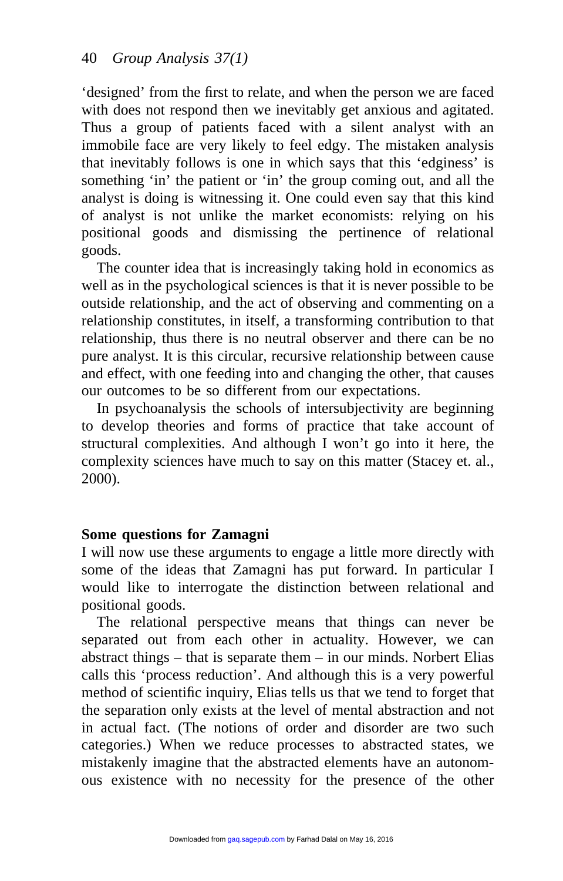'designed' from the first to relate, and when the person we are faced with does not respond then we inevitably get anxious and agitated. Thus a group of patients faced with a silent analyst with an immobile face are very likely to feel edgy. The mistaken analysis that inevitably follows is one in which says that this 'edginess' is something 'in' the patient or 'in' the group coming out, and all the analyst is doing is witnessing it. One could even say that this kind of analyst is not unlike the market economists: relying on his positional goods and dismissing the pertinence of relational goods.

The counter idea that is increasingly taking hold in economics as well as in the psychological sciences is that it is never possible to be outside relationship, and the act of observing and commenting on a relationship constitutes, in itself, a transforming contribution to that relationship, thus there is no neutral observer and there can be no pure analyst. It is this circular, recursive relationship between cause and effect, with one feeding into and changing the other, that causes our outcomes to be so different from our expectations.

In psychoanalysis the schools of intersubjectivity are beginning to develop theories and forms of practice that take account of structural complexities. And although I won't go into it here, the complexity sciences have much to say on this matter (Stacey et. al., 2000).

## Some questions for Zamagni

I will now use these arguments to engage a little more directly with some of the ideas that Zamagni has put forward. In particular I would like to interrogate the distinction between relational and positional goods.

The relational perspective means that things can never be separated out from each other in actuality. However, we can abstract things – that is separate them – in our minds. Norbert Elias calls this 'process reduction'. And although this is a very powerful method of scientific inquiry, Elias tells us that we tend to forget that the separation only exists at the level of mental abstraction and not in actual fact. (The notions of order and disorder are two such categories.) When we reduce processes to abstracted states, we mistakenly imagine that the abstracted elements have an autonomous existence with no necessity for the presence of the other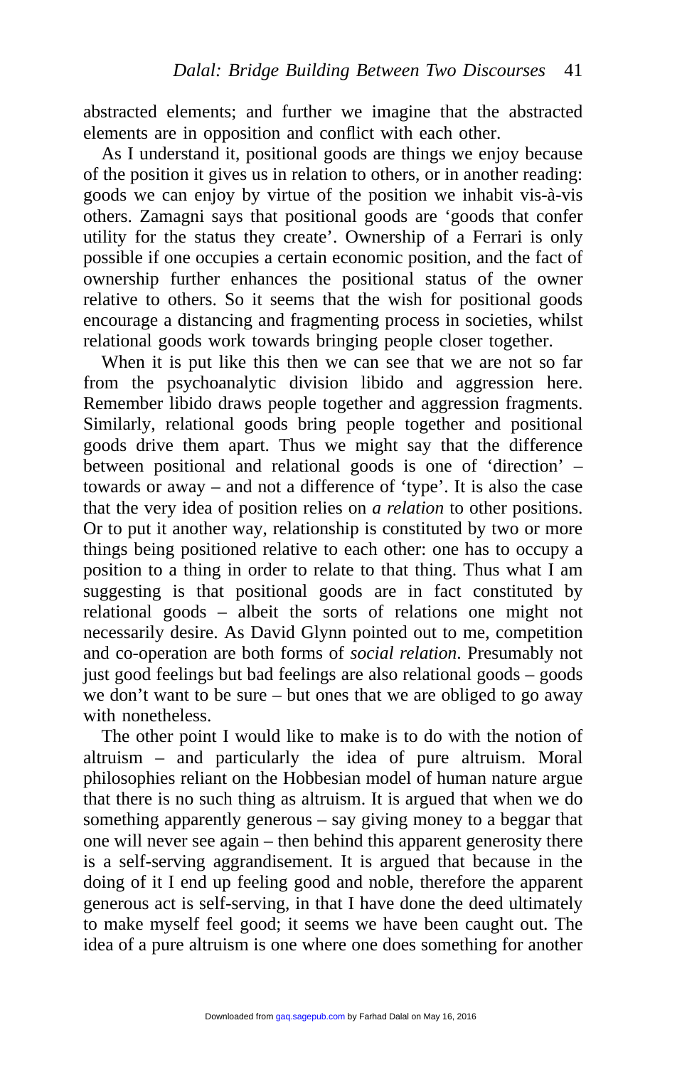abstracted elements; and further we imagine that the abstracted elements are in opposition and conflict with each other.

As I understand it, positional goods are things we enjoy because of the position it gives us in relation to others, or in another reading: goods we can enjoy by virtue of the position we inhabit vis-à-vis others. Zamagni says that positional goods are 'goods that confer utility for the status they create'. Ownership of a Ferrari is only possible if one occupies a certain economic position, and the fact of ownership further enhances the positional status of the owner relative to others. So it seems that the wish for positional goods encourage a distancing and fragmenting process in societies, whilst relational goods work towards bringing people closer together.

When it is put like this then we can see that we are not so far from the psychoanalytic division libido and aggression here. Remember libido draws people together and aggression fragments. Similarly, relational goods bring people together and positional goods drive them apart. Thus we might say that the difference between positional and relational goods is one of 'direction' – towards or away – and not a difference of 'type'. It is also the case that the very idea of position relies on *a relation* to other positions. Or to put it another way, relationship is constituted by two or more things being positioned relative to each other: one has to occupy a position to a thing in order to relate to that thing. Thus what I am suggesting is that positional goods are in fact constituted by relational goods – albeit the sorts of relations one might not necessarily desire. As David Glynn pointed out to me, competition and co-operation are both forms of *social relation*. Presumably not just good feelings but bad feelings are also relational goods – goods we don't want to be sure – but ones that we are obliged to go away with nonetheless.

The other point I would like to make is to do with the notion of altruism – and particularly the idea of pure altruism. Moral philosophies reliant on the Hobbesian model of human nature argue that there is no such thing as altruism. It is argued that when we do something apparently generous – say giving money to a beggar that one will never see again – then behind this apparent generosity there is a self-serving aggrandisement. It is argued that because in the doing of it I end up feeling good and noble, therefore the apparent generous act is self-serving, in that I have done the deed ultimately to make myself feel good; it seems we have been caught out. The idea of a pure altruism is one where one does something for another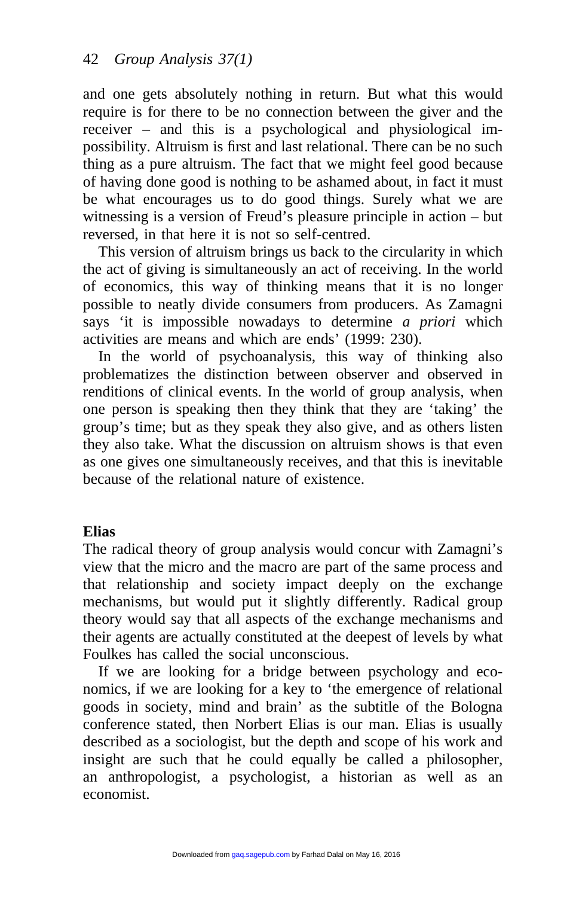and one gets absolutely nothing in return. But what this would require is for there to be no connection between the giver and the receiver – and this is a psychological and physiological impossibility. Altruism is first and last relational. There can be no such thing as a pure altruism. The fact that we might feel good because of having done good is nothing to be ashamed about, in fact it must be what encourages us to do good things. Surely what we are witnessing is a version of Freud's pleasure principle in action – but reversed, in that here it is not so self-centred.

This version of altruism brings us back to the circularity in which the act of giving is simultaneously an act of receiving. In the world of economics, this way of thinking means that it is no longer possible to neatly divide consumers from producers. As Zamagni says 'it is impossible nowadays to determine *a priori* which activities are means and which are ends' (1999: 230).

In the world of psychoanalysis, this way of thinking also problematizes the distinction between observer and observed in renditions of clinical events. In the world of group analysis, when one person is speaking then they think that they are 'taking' the group's time; but as they speak they also give, and as others listen they also take. What the discussion on altruism shows is that even as one gives one simultaneously receives, and that this is inevitable because of the relational nature of existence.

## Elias

The radical theory of group analysis would concur with Zamagni's view that the micro and the macro are part of the same process and that relationship and society impact deeply on the exchange mechanisms, but would put it slightly differently. Radical group theory would say that all aspects of the exchange mechanisms and their agents are actually constituted at the deepest of levels by what Foulkes has called the social unconscious.

If we are looking for a bridge between psychology and economics, if we are looking for a key to 'the emergence of relational goods in society, mind and brain' as the subtitle of the Bologna conference stated, then Norbert Elias is our man. Elias is usually described as a sociologist, but the depth and scope of his work and insight are such that he could equally be called a philosopher, an anthropologist, a psychologist, a historian as well as an economist.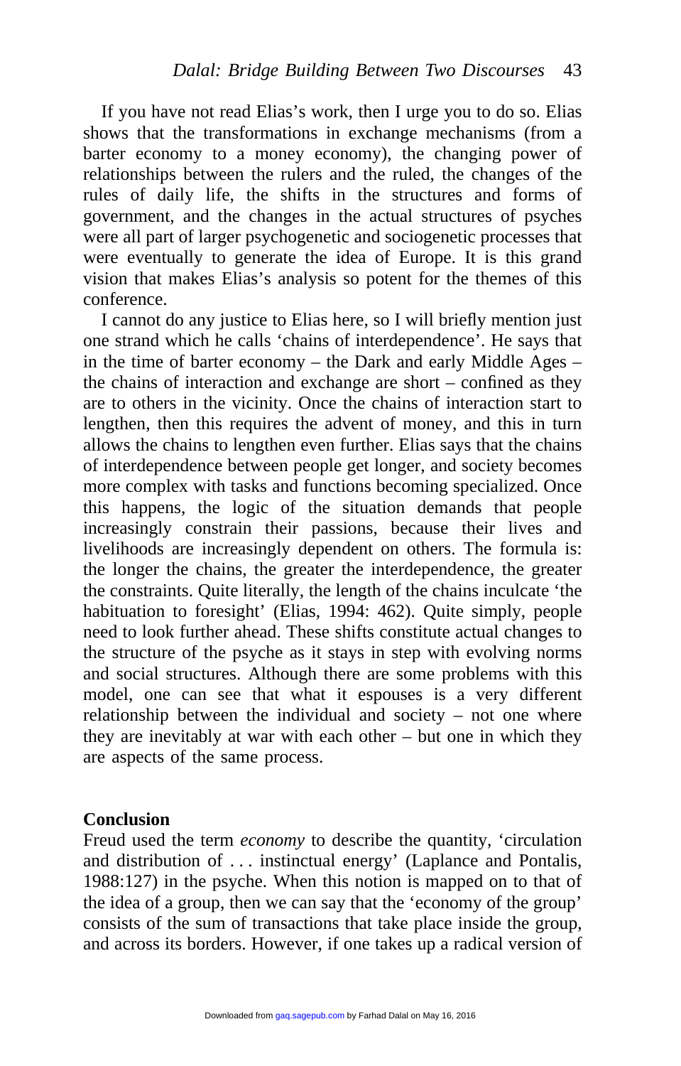If you have not read Elias's work, then I urge you to do so. Elias shows that the transformations in exchange mechanisms (from a barter economy to a money economy), the changing power of relationships between the rulers and the ruled, the changes of the rules of daily life, the shifts in the structures and forms of government, and the changes in the actual structures of psyches were all part of larger psychogenetic and sociogenetic processes that were eventually to generate the idea of Europe. It is this grand vision that makes Elias's analysis so potent for the themes of this conference.

I cannot do any justice to Elias here, so I will briefly mention just one strand which he calls 'chains of interdependence'. He says that in the time of barter economy – the Dark and early Middle Ages – the chains of interaction and exchange are short – confined as they are to others in the vicinity. Once the chains of interaction start to lengthen, then this requires the advent of money, and this in turn allows the chains to lengthen even further. Elias says that the chains of interdependence between people get longer, and society becomes more complex with tasks and functions becoming specialized. Once this happens, the logic of the situation demands that people increasingly constrain their passions, because their lives and livelihoods are increasingly dependent on others. The formula is: the longer the chains, the greater the interdependence, the greater the constraints. Quite literally, the length of the chains inculcate 'the habituation to foresight' (Elias, 1994: 462). Quite simply, people need to look further ahead. These shifts constitute actual changes to the structure of the psyche as it stays in step with evolving norms and social structures. Although there are some problems with this model, one can see that what it espouses is a very different relationship between the individual and society – not one where they are inevitably at war with each other – but one in which they are aspects of the same process.

## Conclusion

Freud used the term *economy* to describe the quantity, 'circulation and distribution of . . . instinctual energy' (Laplance and Pontalis, 1988:127) in the psyche. When this notion is mapped on to that of the idea of a group, then we can say that the 'economy of the group' consists of the sum of transactions that take place inside the group, and across its borders. However, if one takes up a radical version of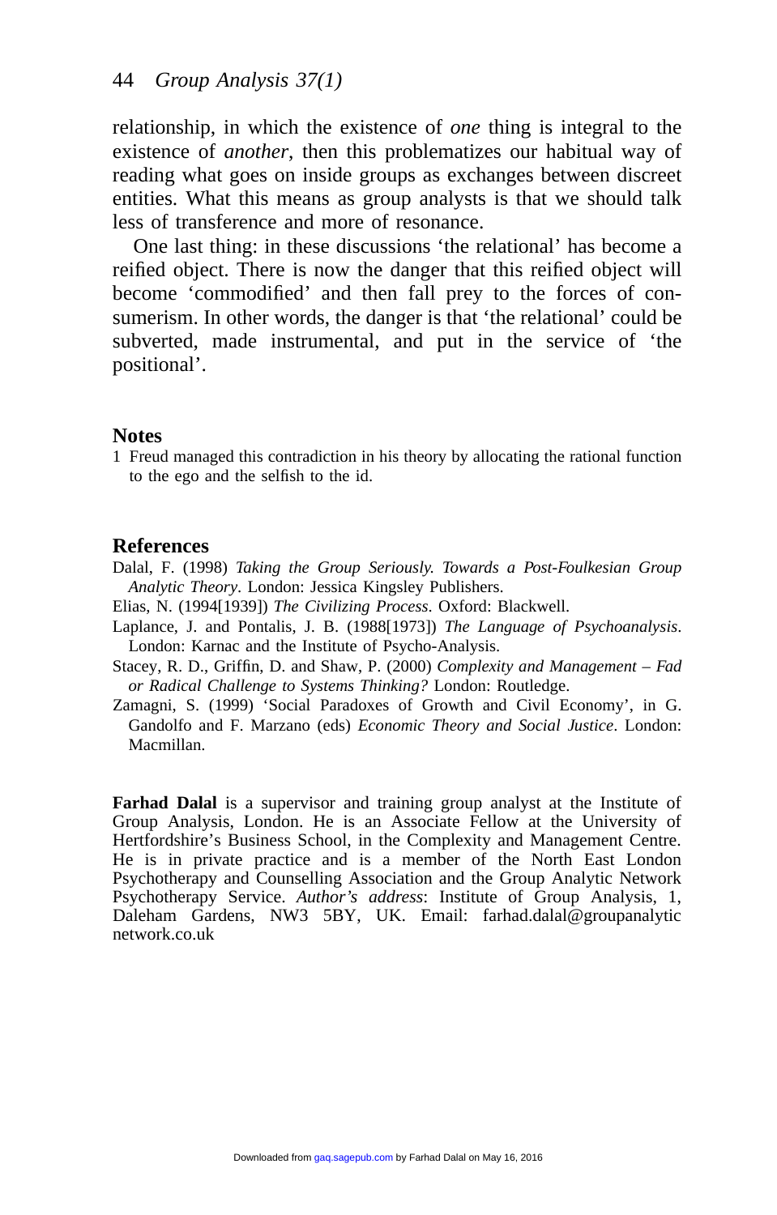relationship, in which the existence of *one* thing is integral to the existence of *another*, then this problematizes our habitual way of reading what goes on inside groups as exchanges between discreet entities. What this means as group analysts is that we should talk less of transference and more of resonance.

One last thing: in these discussions 'the relational' has become a reified object. There is now the danger that this reified object will become 'commodified' and then fall prey to the forces of consumerism. In other words, the danger is that 'the relational' could be subverted, made instrumental, and put in the service of 'the positional'.

## Notes

1 Freud managed this contradiction in his theory by allocating the rational function to the ego and the selfish to the id.

## References

Dalal, F. (1998) *Taking the Group Seriously. Towards a Post-Foulkesian Group Analytic Theory*. London: Jessica Kingsley Publishers.

Elias, N. (1994[1939]) *The Civilizing Process*. Oxford: Blackwell.

Laplance, J. and Pontalis, J. B. (1988[1973]) *The Language of Psychoanalysis*. London: Karnac and the Institute of Psycho-Analysis.

Stacey, R. D., Griffin, D. and Shaw, P. (2000) *Complexity and Management – Fad or Radical Challenge to Systems Thinking?* London: Routledge.

Zamagni, S. (1999) 'Social Paradoxes of Growth and Civil Economy', in G. Gandolfo and F. Marzano (eds) *Economic Theory and Social Justice*. London: Macmillan.

**Farhad Dalal** is a supervisor and training group analyst at the Institute of Group Analysis, London. He is an Associate Fellow at the University of Hertfordshire's Business School, in the Complexity and Management Centre. He is in private practice and is a member of the North East London Psychotherapy and Counselling Association and the Group Analytic Network Psychotherapy Service. *Author's address*: Institute of Group Analysis, 1, Daleham Gardens, NW3 5BY, UK. Email: farhad.dalal@groupanalyticnetwork.co.uk